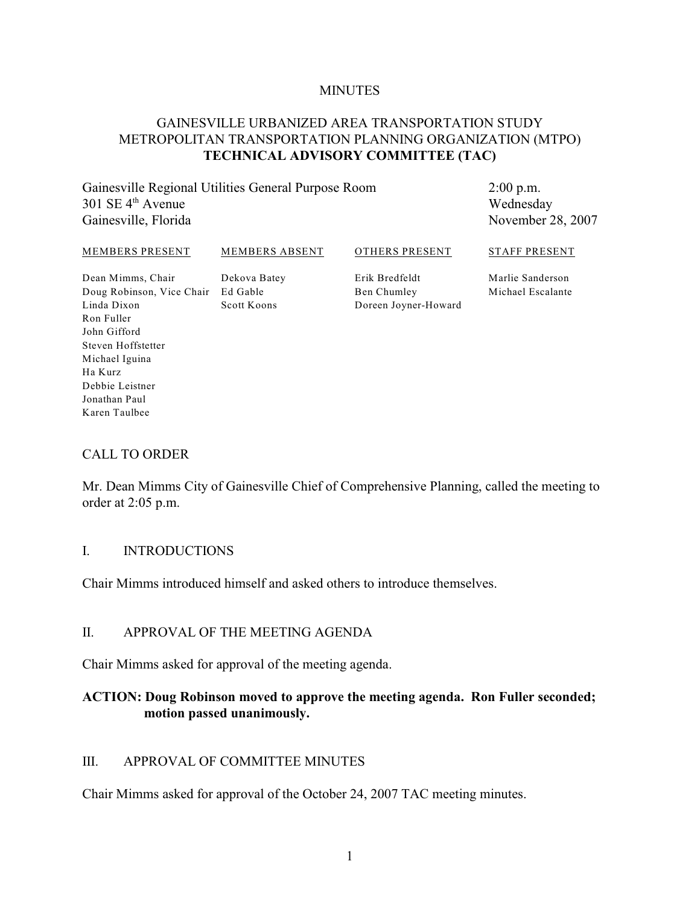MINUTES

GAINESVILLE URBANIZED AREA TRANSPORTATION STUDY
METROPOLITAN TRANSPORTATION PLANNING ORGANIZATION (MTPO)
**TECHNICAL ADVISORY COMMITTEE (TAC)**

Gainesville Regional Utilities General Purpose Room
301 SE 4th Avenue
Gainesville, Florida

2:00 p.m.
Wednesday
November 28, 2007

| MEMBERS PRESENT | MEMBERS ABSENT | OTHERS PRESENT | STAFF PRESENT |
|---|---|---|---|
| Dean Mimms, Chair | Dekova Batey | Erik Bredfeldt | Marlie Sanderson |
| Doug Robinson, Vice Chair | Ed Gable | Ben Chumley | Michael Escalante |
| Linda Dixon | Scott Koons | Doreen Joyner-Howard | |
| Ron Fuller | | | |
| John Gifford | | | |
| Steven Hoffstetter | | | |
| Michael Iguina | | | |
| Ha Kurz | | | |
| Debbie Leistner | | | |
| Jonathan Paul | | | |
| Karen Taulbee | | | |

## CALL TO ORDER

Mr. Dean Mimms City of Gainesville Chief of Comprehensive Planning, called the meeting to order at 2:05 p.m.

## I. INTRODUCTIONS

Chair Mimms introduced himself and asked others to introduce themselves.

## II. APPROVAL OF THE MEETING AGENDA

Chair Mimms asked for approval of the meeting agenda.

**ACTION: Doug Robinson moved to approve the meeting agenda. Ron Fuller seconded; motion passed unanimously.**

## III. APPROVAL OF COMMITTEE MINUTES

Chair Mimms asked for approval of the October 24, 2007 TAC meeting minutes.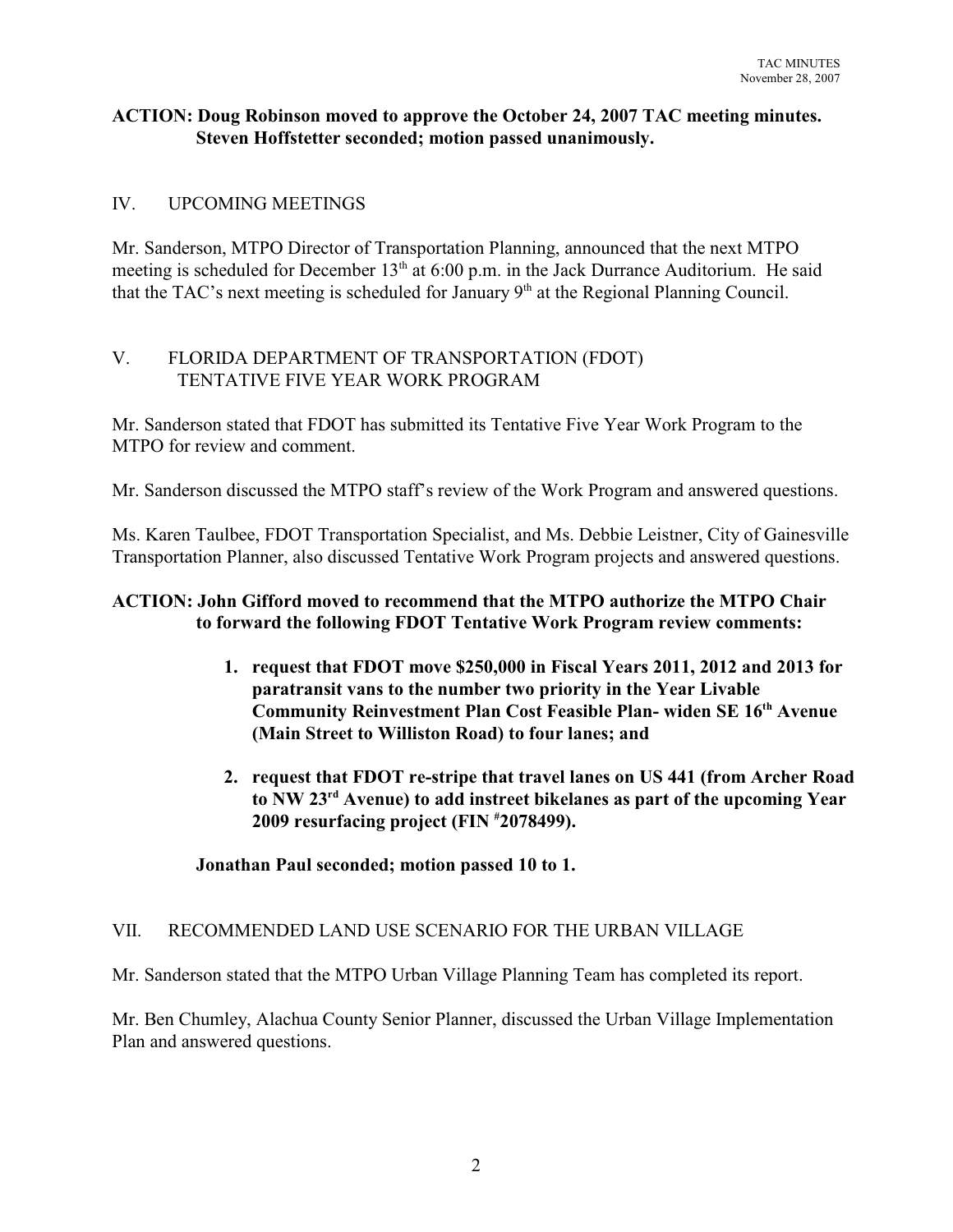**ACTION: Doug Robinson moved to approve the October 24, 2007 TAC meeting minutes. Steven Hoffstetter seconded; motion passed unanimously.**

## IV. UPCOMING MEETINGS

Mr. Sanderson, MTPO Director of Transportation Planning, announced that the next MTPO meeting is scheduled for December 13th at 6:00 p.m. in the Jack Durrance Auditorium. He said that the TAC's next meeting is scheduled for January 9th at the Regional Planning Council.

## V. FLORIDA DEPARTMENT OF TRANSPORTATION (FDOT) TENTATIVE FIVE YEAR WORK PROGRAM

Mr. Sanderson stated that FDOT has submitted its Tentative Five Year Work Program to the MTPO for review and comment.

Mr. Sanderson discussed the MTPO staff's review of the Work Program and answered questions.

Ms. Karen Taulbee, FDOT Transportation Specialist, and Ms. Debbie Leistner, City of Gainesville Transportation Planner, also discussed Tentative Work Program projects and answered questions.

**ACTION: John Gifford moved to recommend that the MTPO authorize the MTPO Chair to forward the following FDOT Tentative Work Program review comments:**

1. **request that FDOT move $250,000 in Fiscal Years 2011, 2012 and 2013 for paratransit vans to the number two priority in the Year Livable Community Reinvestment Plan Cost Feasible Plan- widen SE 16th Avenue (Main Street to Williston Road) to four lanes; and**

2. **request that FDOT re-stripe that travel lanes on US 441 (from Archer Road to NW 23rd Avenue) to add instreet bikelanes as part of the upcoming Year 2009 resurfacing project (FIN #2078499).**

**Jonathan Paul seconded; motion passed 10 to 1.**

## VII. RECOMMENDED LAND USE SCENARIO FOR THE URBAN VILLAGE

Mr. Sanderson stated that the MTPO Urban Village Planning Team has completed its report.

Mr. Ben Chumley, Alachua County Senior Planner, discussed the Urban Village Implementation Plan and answered questions.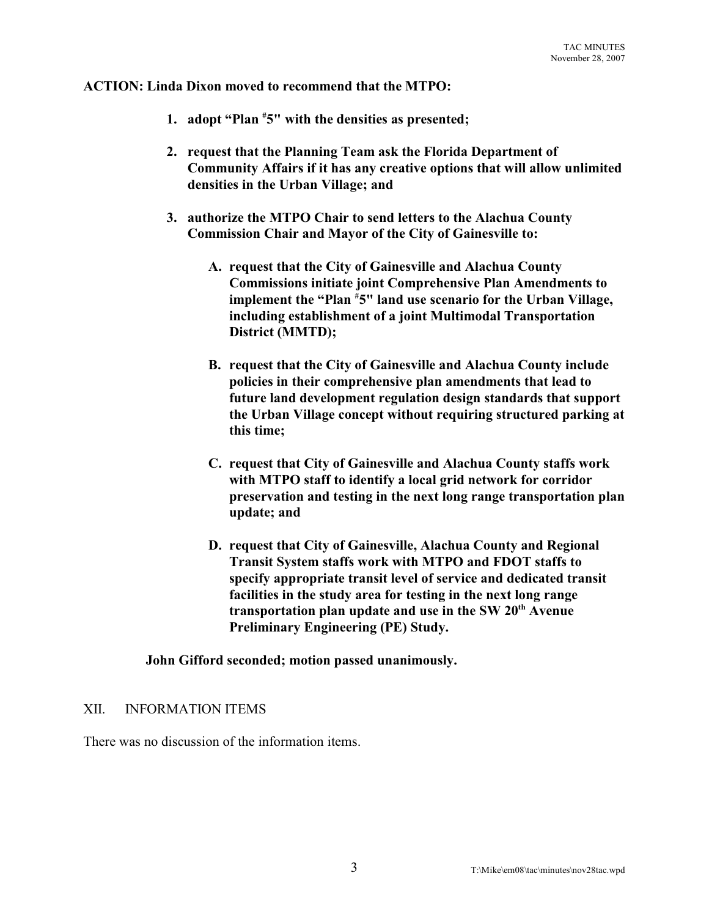**ACTION: Linda Dixon moved to recommend that the MTPO:**

1. **adopt "Plan #5" with the densities as presented;**
2. **request that the Planning Team ask the Florida Department of Community Affairs if it has any creative options that will allow unlimited densities in the Urban Village; and**
3. **authorize the MTPO Chair to send letters to the Alachua County Commission Chair and Mayor of the City of Gainesville to:**
   - **A. request that the City of Gainesville and Alachua County Commissions initiate joint Comprehensive Plan Amendments to implement the "Plan #5" land use scenario for the Urban Village, including establishment of a joint Multimodal Transportation District (MMTD);**
   - **B. request that the City of Gainesville and Alachua County include policies in their comprehensive plan amendments that lead to future land development regulation design standards that support the Urban Village concept without requiring structured parking at this time;**
   - **C. request that City of Gainesville and Alachua County staffs work with MTPO staff to identify a local grid network for corridor preservation and testing in the next long range transportation plan update; and**
   - **D. request that City of Gainesville, Alachua County and Regional Transit System staffs work with MTPO and FDOT staffs to specify appropriate transit level of service and dedicated transit facilities in the study area for testing in the next long range transportation plan update and use in the SW 20th Avenue Preliminary Engineering (PE) Study.**

**John Gifford seconded; motion passed unanimously.**

## XII. INFORMATION ITEMS

There was no discussion of the information items.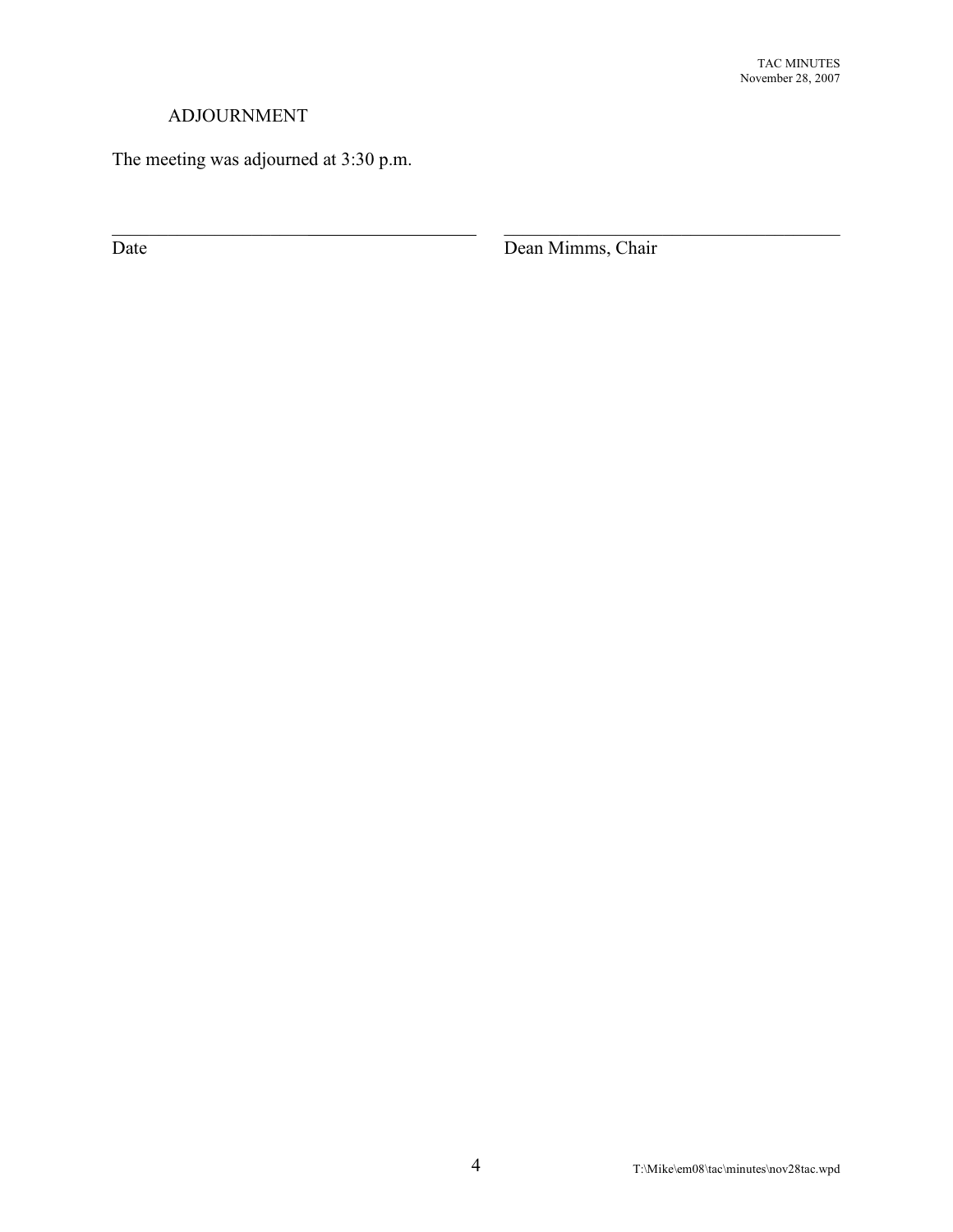## ADJOURNMENT

The meeting was adjourned at 3:30 p.m.

\_\_\_\_\_\_\_\_\_\_\_\_\_\_\_\_\_\_\_\_\_\_\_\_\_\_\_\_\_\_\_\_\_\_\_\_\_\_\_\_
Date

\_\_\_\_\_\_\_\_\_\_\_\_\_\_\_\_\_\_\_\_\_\_\_\_\_\_\_\_\_\_\_\_\_\_\_\_\_\_\_\_
Dean Mimms, Chair

T:\Mike\em08\tac\minutes\nov28tac.wpd